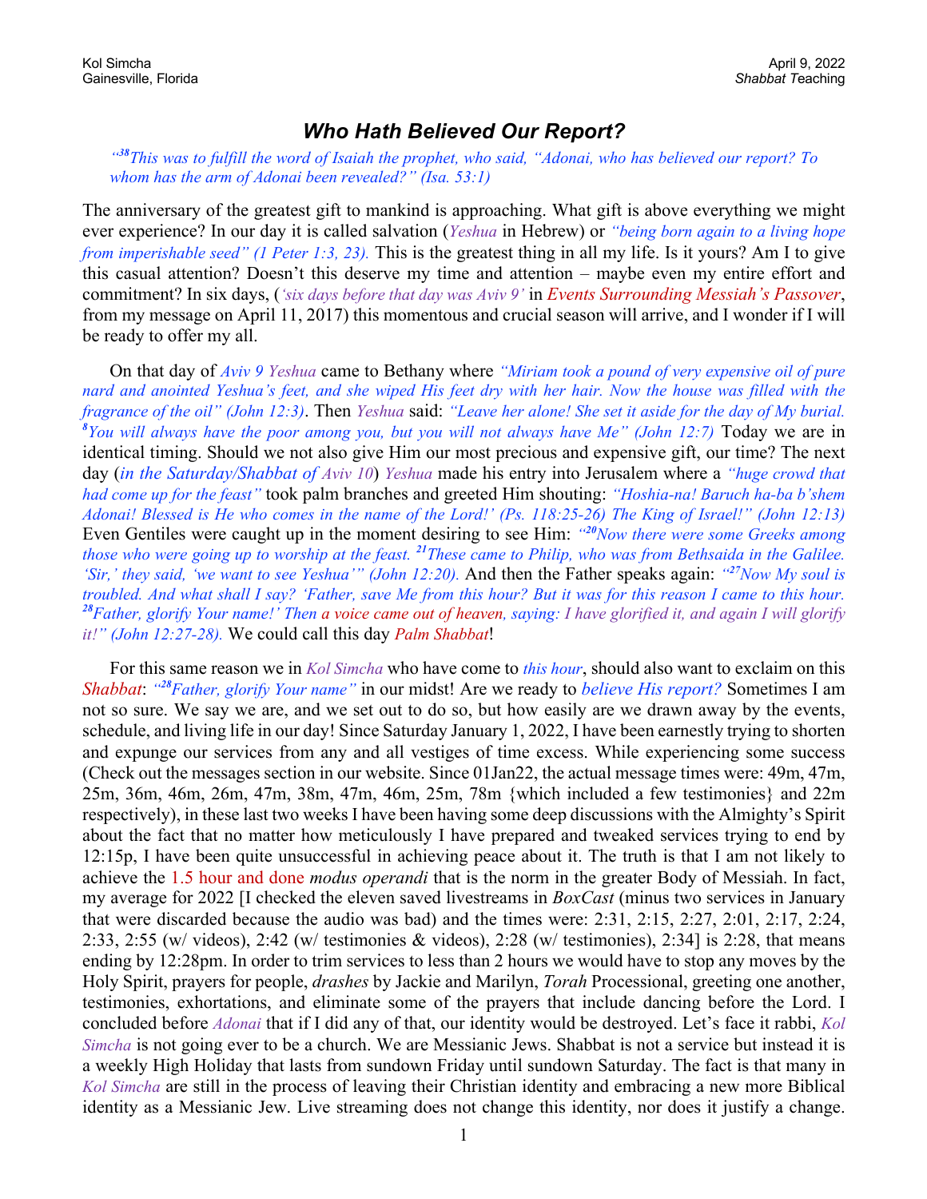Kol Simcha
Gainesville, Florida

April 9, 2022
*Shabbat* Teaching

# *Who Hath Believed Our Report?*

*"[38]This was to fulfill the word of Isaiah the prophet, who said, "Adonai, who has believed our report? To whom has the arm of Adonai been revealed?" (Isa. 53:1)*

The anniversary of the greatest gift to mankind is approaching. What gift is above everything we might ever experience? In our day it is called salvation (*Yeshua* in Hebrew) or *"being born again to a living hope from imperishable seed" (1 Peter 1:3, 23).* This is the greatest thing in all my life. Is it yours? Am I to give this casual attention? Doesn't this deserve my time and attention – maybe even my entire effort and commitment? In six days, (*'six days before that day was Aviv 9'* in *Events Surrounding Messiah's Passover*, from my message on April 11, 2017) this momentous and crucial season will arrive, and I wonder if I will be ready to offer my all.

On that day of *Aviv 9 Yeshua* came to Bethany where *"Miriam took a pound of very expensive oil of pure nard and anointed Yeshua's feet, and she wiped His feet dry with her hair. Now the house was filled with the fragrance of the oil" (John 12:3)*. Then *Yeshua* said: *"Leave her alone! She set it aside for the day of My burial. [8]You will always have the poor among you, but you will not always have Me" (John 12:7)* Today we are in identical timing. Should we not also give Him our most precious and expensive gift, our time? The next day (*in the Saturday/Shabbat of Aviv 10*) *Yeshua* made his entry into Jerusalem where a *"huge crowd that had come up for the feast"* took palm branches and greeted Him shouting: *"Hoshia-na! Baruch ha-ba b'shem Adonai! Blessed is He who comes in the name of the Lord!' (Ps. 118:25-26) The King of Israel!" (John 12:13)* Even Gentiles were caught up in the moment desiring to see Him: *"[20]Now there were some Greeks among those who were going up to worship at the feast. [21]These came to Philip, who was from Bethsaida in the Galilee. 'Sir,' they said, 'we want to see Yeshua'" (John 12:20).* And then the Father speaks again: *"[27]Now My soul is troubled. And what shall I say? 'Father, save Me from this hour? But it was for this reason I came to this hour. [28]Father, glorify Your name!' Then a voice came out of heaven, saying: I have glorified it, and again I will glorify it!" (John 12:27-28).* We could call this day *Palm Shabbat*!

For this same reason we in *Kol Simcha* who have come to *this hour*, should also want to exclaim on this *Shabbat*: *"[28]Father, glorify Your name"* in our midst! Are we ready to *believe His report?* Sometimes I am not so sure. We say we are, and we set out to do so, but how easily are we drawn away by the events, schedule, and living life in our day! Since Saturday January 1, 2022, I have been earnestly trying to shorten and expunge our services from any and all vestiges of time excess. While experiencing some success (Check out the messages section in our website. Since 01Jan22, the actual message times were: 49m, 47m, 25m, 36m, 46m, 26m, 47m, 38m, 47m, 46m, 25m, 78m {which included a few testimonies} and 22m respectively), in these last two weeks I have been having some deep discussions with the Almighty's Spirit about the fact that no matter how meticulously I have prepared and tweaked services trying to end by 12:15p, I have been quite unsuccessful in achieving peace about it. The truth is that I am not likely to achieve the 1.5 hour and done *modus operandi* that is the norm in the greater Body of Messiah. In fact, my average for 2022 [I checked the eleven saved livestreams in *BoxCast* (minus two services in January that were discarded because the audio was bad) and the times were: 2:31, 2:15, 2:27, 2:01, 2:17, 2:24, 2:33, 2:55 (w/ videos), 2:42 (w/ testimonies & videos), 2:28 (w/ testimonies), 2:34] is 2:28, that means ending by 12:28pm. In order to trim services to less than 2 hours we would have to stop any moves by the Holy Spirit, prayers for people, *drashes* by Jackie and Marilyn, *Torah* Processional, greeting one another, testimonies, exhortations, and eliminate some of the prayers that include dancing before the Lord. I concluded before *Adonai* that if I did any of that, our identity would be destroyed. Let's face it rabbi, *Kol Simcha* is not going ever to be a church. We are Messianic Jews. Shabbat is not a service but instead it is a weekly High Holiday that lasts from sundown Friday until sundown Saturday. The fact is that many in *Kol Simcha* are still in the process of leaving their Christian identity and embracing a new more Biblical identity as a Messianic Jew. Live streaming does not change this identity, nor does it justify a change.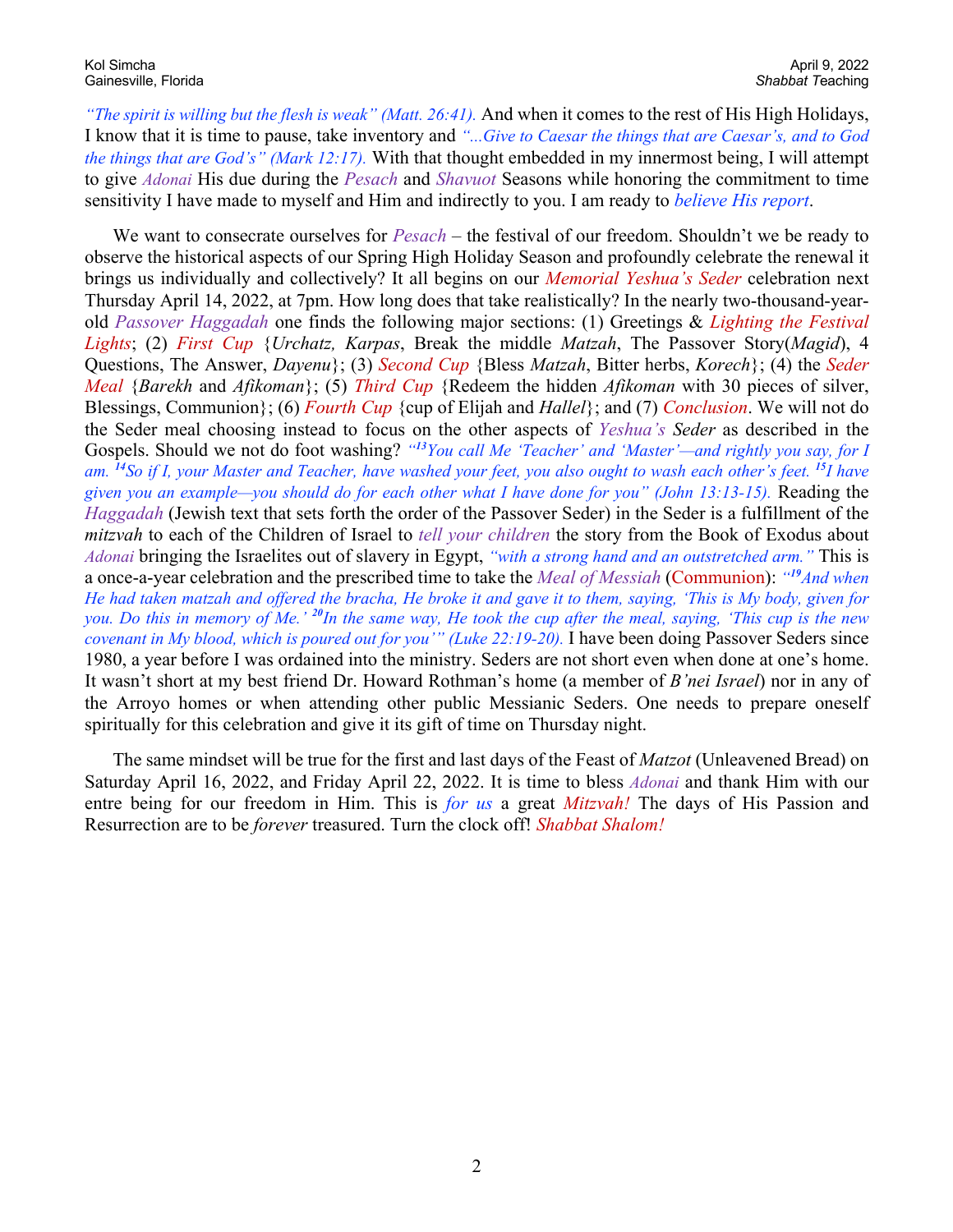*"The spirit is willing but the flesh is weak" (Matt. 26:41).* And when it comes to the rest of His High Holidays, I know that it is time to pause, take inventory and *"...Give to Caesar the things that are Caesar's, and to God the things that are God's" (Mark 12:17).* With that thought embedded in my innermost being, I will attempt to give *Adonai* His due during the *Pesach* and *Shavuot* Seasons while honoring the commitment to time sensitivity I have made to myself and Him and indirectly to you. I am ready to *believe His report*.

We want to consecrate ourselves for *Pesach* – the festival of our freedom. Shouldn't we be ready to observe the historical aspects of our Spring High Holiday Season and profoundly celebrate the renewal it brings us individually and collectively? It all begins on our *Memorial Yeshua's Seder* celebration next Thursday April 14, 2022, at 7pm. How long does that take realistically? In the nearly two-thousand-year-old *Passover Haggadah* one finds the following major sections: (1) Greetings & *Lighting the Festival Lights*; (2) *First Cup* {*Urchatz, Karpas*, Break the middle *Matzah*, The Passover Story(*Magid*), 4 Questions, The Answer, *Dayenu*}; (3) *Second Cup* {Bless *Matzah*, Bitter herbs, *Korech*}; (4) the *Seder Meal* {*Barekh* and *Afikoman*}; (5) *Third Cup* {Redeem the hidden *Afikoman* with 30 pieces of silver, Blessings, Communion}; (6) *Fourth Cup* {cup of Elijah and *Hallel*}; and (7) *Conclusion*. We will not do the Seder meal choosing instead to focus on the other aspects of *Yeshua's Seder* as described in the Gospels. Should we not do foot washing? *"[13]You call Me 'Teacher' and 'Master'—and rightly you say, for I am. [14]So if I, your Master and Teacher, have washed your feet, you also ought to wash each other's feet. [15]I have given you an example—you should do for each other what I have done for you" (John 13:13-15).* Reading the *Haggadah* (Jewish text that sets forth the order of the Passover Seder) in the Seder is a fulfillment of the ***mitzvah*** to each of the Children of Israel to *tell your children* the story from the Book of Exodus about *Adonai* bringing the Israelites out of slavery in Egypt, *"with a strong hand and an outstretched arm."* This is a once-a-year celebration and the prescribed time to take the *Meal of Messiah* (Communion): *"[19]And when He had taken matzah and offered the bracha, He broke it and gave it to them, saying, 'This is My body, given for you. Do this in memory of Me.' [20]In the same way, He took the cup after the meal, saying, 'This cup is the new covenant in My blood, which is poured out for you'" (Luke 22:19-20).* I have been doing Passover Seders since 1980, a year before I was ordained into the ministry. Seders are not short even when done at one's home. It wasn't short at my best friend Dr. Howard Rothman's home (a member of *B'nei Israel*) nor in any of the Arroyo homes or when attending other public Messianic Seders. One needs to prepare oneself spiritually for this celebration and give it its gift of time on Thursday night.

The same mindset will be true for the first and last days of the Feast of *Matzot* (Unleavened Bread) on Saturday April 16, 2022, and Friday April 22, 2022. It is time to bless *Adonai* and thank Him with our entre being for our freedom in Him. This is *for us* a great *Mitzvah!* The days of His Passion and Resurrection are to be *forever* treasured. Turn the clock off! *Shabbat Shalom!*